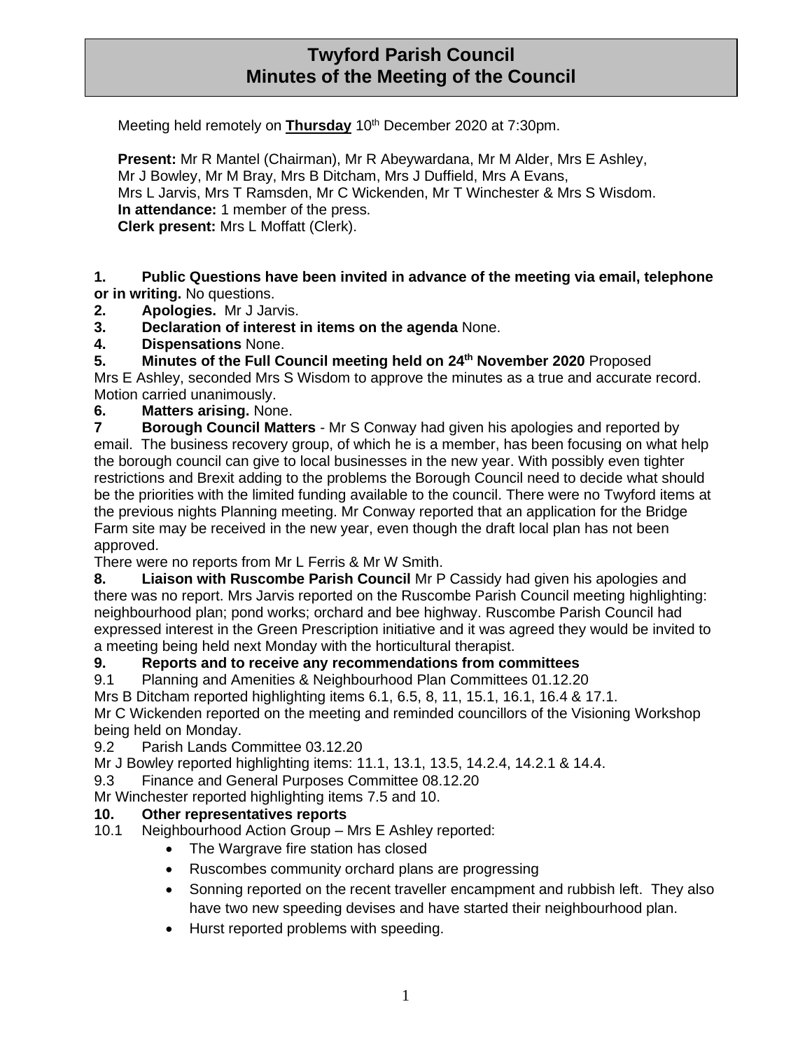# Twyford Parish Council
# Minutes of the Meeting of the Council

Meeting held remotely on **Thursday** 10th December 2020 at 7:30pm.

**Present:** Mr R Mantel (Chairman), Mr R Abeywardana, Mr M Alder, Mrs E Ashley, Mr J Bowley, Mr M Bray, Mrs B Ditcham, Mrs J Duffield, Mrs A Evans, Mrs L Jarvis, Mrs T Ramsden, Mr C Wickenden, Mr T Winchester & Mrs S Wisdom.
**In attendance:** 1 member of the press.
**Clerk present:** Mrs L Moffatt (Clerk).

**1. Public Questions have been invited in advance of the meeting via email, telephone or in writing.** No questions.

**2. Apologies.** Mr J Jarvis.

**3. Declaration of interest in items on the agenda** None.

**4. Dispensations** None.

**5. Minutes of the Full Council meeting held on 24th November 2020** Proposed Mrs E Ashley, seconded Mrs S Wisdom to approve the minutes as a true and accurate record. Motion carried unanimously.

**6. Matters arising.** None.

**7 Borough Council Matters** - Mr S Conway had given his apologies and reported by email. The business recovery group, of which he is a member, has been focusing on what help the borough council can give to local businesses in the new year. With possibly even tighter restrictions and Brexit adding to the problems the Borough Council need to decide what should be the priorities with the limited funding available to the council. There were no Twyford items at the previous nights Planning meeting. Mr Conway reported that an application for the Bridge Farm site may be received in the new year, even though the draft local plan has not been approved.

There were no reports from Mr L Ferris & Mr W Smith.

**8. Liaison with Ruscombe Parish Council** Mr P Cassidy had given his apologies and there was no report. Mrs Jarvis reported on the Ruscombe Parish Council meeting highlighting: neighbourhood plan; pond works; orchard and bee highway. Ruscombe Parish Council had expressed interest in the Green Prescription initiative and it was agreed they would be invited to a meeting being held next Monday with the horticultural therapist.

**9. Reports and to receive any recommendations from committees**

9.1 Planning and Amenities & Neighbourhood Plan Committees 01.12.20

Mrs B Ditcham reported highlighting items 6.1, 6.5, 8, 11, 15.1, 16.1, 16.4 & 17.1.

Mr C Wickenden reported on the meeting and reminded councillors of the Visioning Workshop being held on Monday.

9.2 Parish Lands Committee 03.12.20

Mr J Bowley reported highlighting items: 11.1, 13.1, 13.5, 14.2.4, 14.2.1 & 14.4.

9.3 Finance and General Purposes Committee 08.12.20

Mr Winchester reported highlighting items 7.5 and 10.

**10. Other representatives reports**

10.1 Neighbourhood Action Group – Mrs E Ashley reported:

- The Wargrave fire station has closed
- Ruscombes community orchard plans are progressing
- Sonning reported on the recent traveller encampment and rubbish left. They also have two new speeding devises and have started their neighbourhood plan.
- Hurst reported problems with speeding.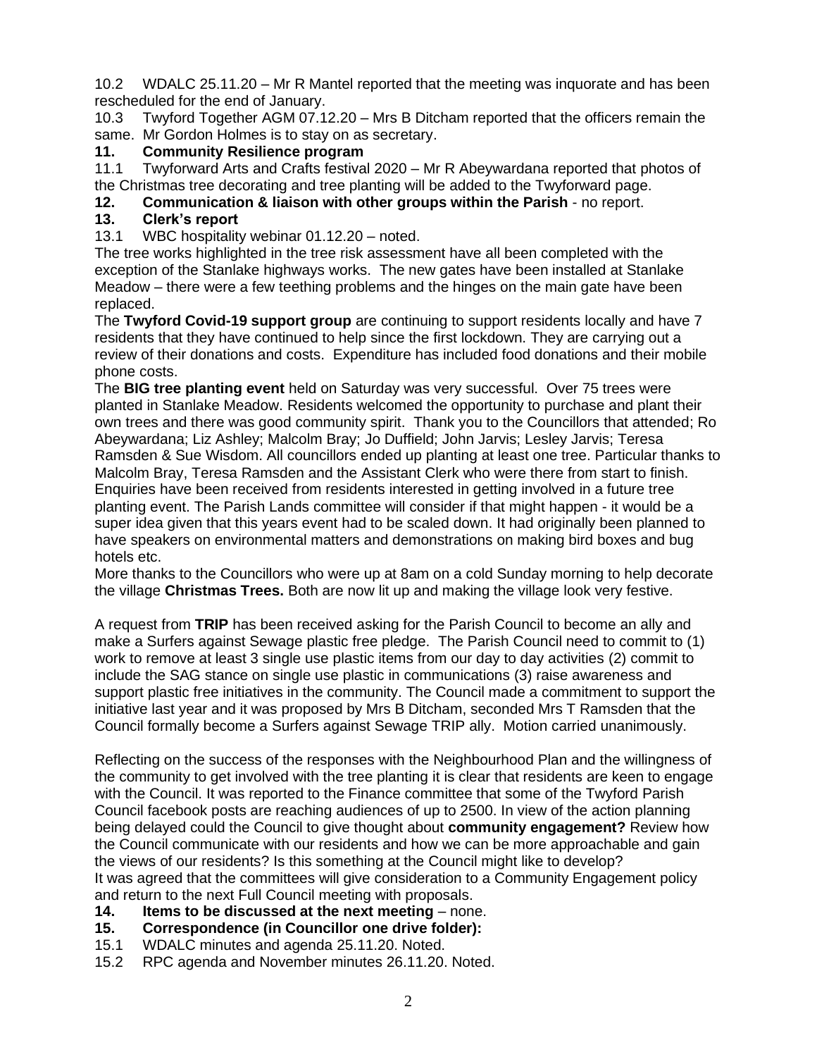10.2 WDALC 25.11.20 – Mr R Mantel reported that the meeting was inquorate and has been rescheduled for the end of January.

10.3 Twyford Together AGM 07.12.20 – Mrs B Ditcham reported that the officers remain the same. Mr Gordon Holmes is to stay on as secretary.

**11. Community Resilience program**

11.1 Twyforward Arts and Crafts festival 2020 – Mr R Abeywardana reported that photos of the Christmas tree decorating and tree planting will be added to the Twyforward page.

**12. Communication & liaison with other groups within the Parish** - no report.

**13. Clerk's report**

13.1 WBC hospitality webinar 01.12.20 – noted.

The tree works highlighted in the tree risk assessment have all been completed with the exception of the Stanlake highways works. The new gates have been installed at Stanlake Meadow – there were a few teething problems and the hinges on the main gate have been replaced.

The **Twyford Covid-19 support group** are continuing to support residents locally and have 7 residents that they have continued to help since the first lockdown. They are carrying out a review of their donations and costs. Expenditure has included food donations and their mobile phone costs.

The **BIG tree planting event** held on Saturday was very successful. Over 75 trees were planted in Stanlake Meadow. Residents welcomed the opportunity to purchase and plant their own trees and there was good community spirit. Thank you to the Councillors that attended; Ro Abeywardana; Liz Ashley; Malcolm Bray; Jo Duffield; John Jarvis; Lesley Jarvis; Teresa Ramsden & Sue Wisdom. All councillors ended up planting at least one tree. Particular thanks to Malcolm Bray, Teresa Ramsden and the Assistant Clerk who were there from start to finish. Enquiries have been received from residents interested in getting involved in a future tree planting event. The Parish Lands committee will consider if that might happen - it would be a super idea given that this years event had to be scaled down. It had originally been planned to have speakers on environmental matters and demonstrations on making bird boxes and bug hotels etc.

More thanks to the Councillors who were up at 8am on a cold Sunday morning to help decorate the village **Christmas Trees.** Both are now lit up and making the village look very festive.

A request from **TRIP** has been received asking for the Parish Council to become an ally and make a Surfers against Sewage plastic free pledge. The Parish Council need to commit to (1) work to remove at least 3 single use plastic items from our day to day activities (2) commit to include the SAG stance on single use plastic in communications (3) raise awareness and support plastic free initiatives in the community. The Council made a commitment to support the initiative last year and it was proposed by Mrs B Ditcham, seconded Mrs T Ramsden that the Council formally become a Surfers against Sewage TRIP ally. Motion carried unanimously.

Reflecting on the success of the responses with the Neighbourhood Plan and the willingness of the community to get involved with the tree planting it is clear that residents are keen to engage with the Council. It was reported to the Finance committee that some of the Twyford Parish Council facebook posts are reaching audiences of up to 2500. In view of the action planning being delayed could the Council to give thought about **community engagement?** Review how the Council communicate with our residents and how we can be more approachable and gain the views of our residents? Is this something at the Council might like to develop?
It was agreed that the committees will give consideration to a Community Engagement policy and return to the next Full Council meeting with proposals.

**14. Items to be discussed at the next meeting** – none.

**15. Correspondence (in Councillor one drive folder):**

15.1 WDALC minutes and agenda 25.11.20. Noted.

15.2 RPC agenda and November minutes 26.11.20. Noted.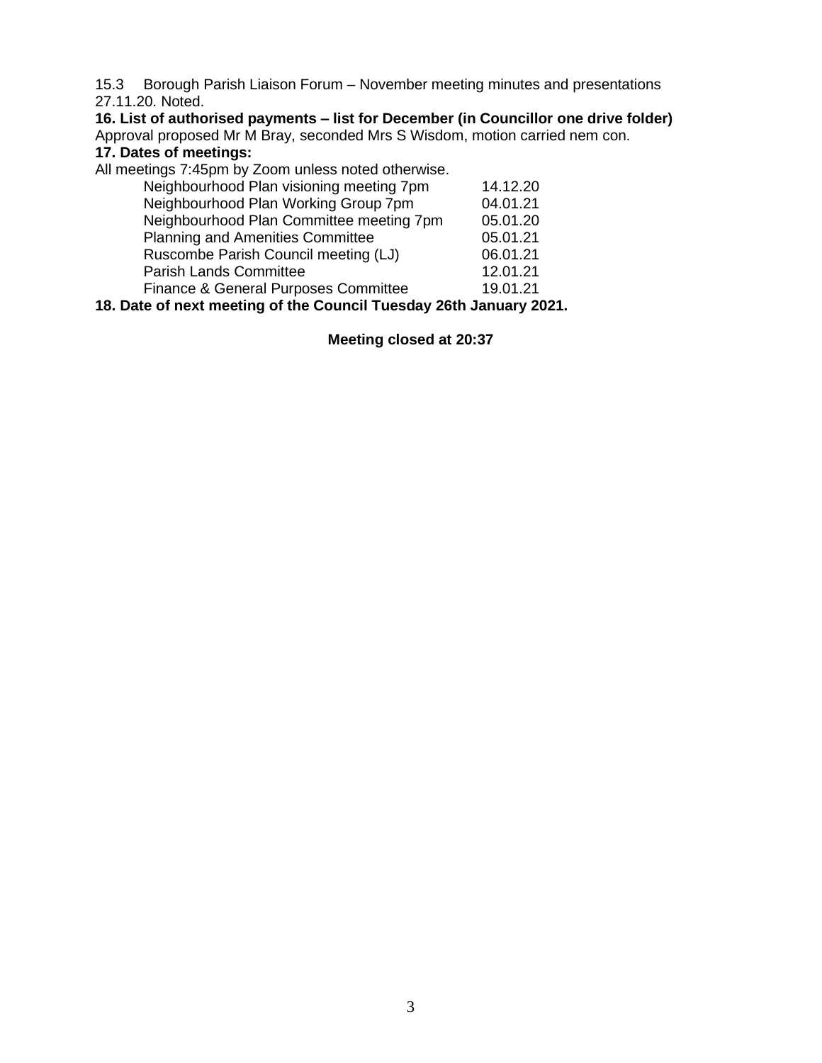15.3 Borough Parish Liaison Forum – November meeting minutes and presentations 27.11.20. Noted.

**16. List of authorised payments – list for December (in Councillor one drive folder)**

Approval proposed Mr M Bray, seconded Mrs S Wisdom, motion carried nem con.

**17. Dates of meetings:**

All meetings 7:45pm by Zoom unless noted otherwise.

| | |
|---|---|
| Neighbourhood Plan visioning meeting 7pm | 14.12.20 |
| Neighbourhood Plan Working Group 7pm | 04.01.21 |
| Neighbourhood Plan Committee meeting 7pm | 05.01.20 |
| Planning and Amenities Committee | 05.01.21 |
| Ruscombe Parish Council meeting (LJ) | 06.01.21 |
| Parish Lands Committee | 12.01.21 |
| Finance & General Purposes Committee | 19.01.21 |

**18. Date of next meeting of the Council Tuesday 26th January 2021.**

**Meeting closed at 20:37**